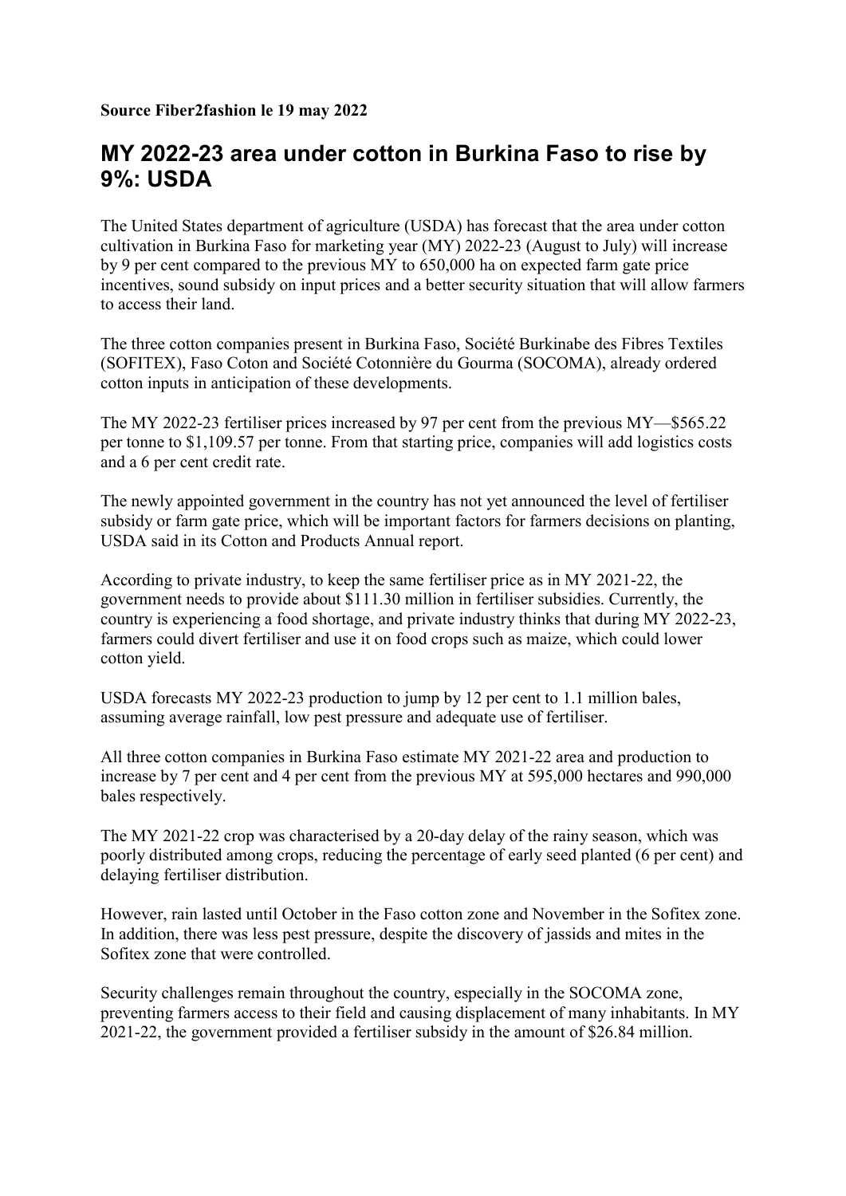**Source Fiber2fashion le 19 may 2022**

# MY 2022-23 area under cotton in Burkina Faso to rise by 9%: USDA

The United States department of agriculture (USDA) has forecast that the area under cotton cultivation in Burkina Faso for marketing year (MY) 2022-23 (August to July) will increase by 9 per cent compared to the previous MY to 650,000 ha on expected farm gate price incentives, sound subsidy on input prices and a better security situation that will allow farmers to access their land.

The three cotton companies present in Burkina Faso, Société Burkinabe des Fibres Textiles (SOFITEX), Faso Coton and Société Cotonnière du Gourma (SOCOMA), already ordered cotton inputs in anticipation of these developments.

The MY 2022-23 fertiliser prices increased by 97 per cent from the previous MY—\$565.22 per tonne to \$1,109.57 per tonne. From that starting price, companies will add logistics costs and a 6 per cent credit rate.

The newly appointed government in the country has not yet announced the level of fertiliser subsidy or farm gate price, which will be important factors for farmers decisions on planting, USDA said in its Cotton and Products Annual report.

According to private industry, to keep the same fertiliser price as in MY 2021-22, the government needs to provide about \$111.30 million in fertiliser subsidies. Currently, the country is experiencing a food shortage, and private industry thinks that during MY 2022-23, farmers could divert fertiliser and use it on food crops such as maize, which could lower cotton yield.

USDA forecasts MY 2022-23 production to jump by 12 per cent to 1.1 million bales, assuming average rainfall, low pest pressure and adequate use of fertiliser.

All three cotton companies in Burkina Faso estimate MY 2021-22 area and production to increase by 7 per cent and 4 per cent from the previous MY at 595,000 hectares and 990,000 bales respectively.

The MY 2021-22 crop was characterised by a 20-day delay of the rainy season, which was poorly distributed among crops, reducing the percentage of early seed planted (6 per cent) and delaying fertiliser distribution.

However, rain lasted until October in the Faso cotton zone and November in the Sofitex zone. In addition, there was less pest pressure, despite the discovery of jassids and mites in the Sofitex zone that were controlled.

Security challenges remain throughout the country, especially in the SOCOMA zone, preventing farmers access to their field and causing displacement of many inhabitants. In MY 2021-22, the government provided a fertiliser subsidy in the amount of \$26.84 million.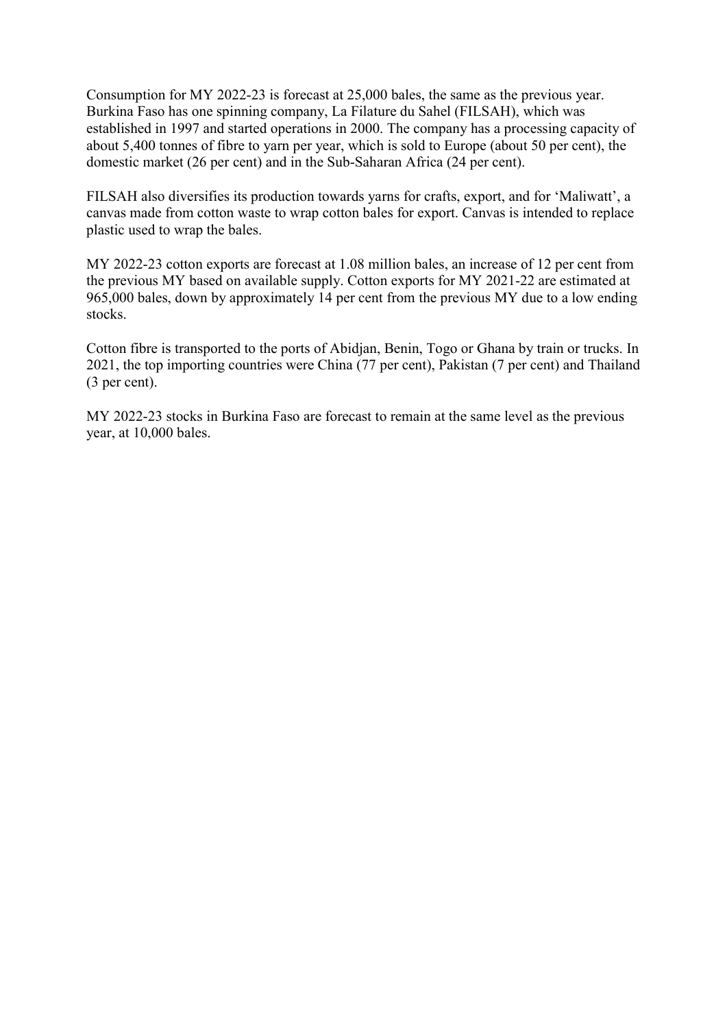Consumption for MY 2022-23 is forecast at 25,000 bales, the same as the previous year. Burkina Faso has one spinning company, La Filature du Sahel (FILSAH), which was established in 1997 and started operations in 2000. The company has a processing capacity of about 5,400 tonnes of fibre to yarn per year, which is sold to Europe (about 50 per cent), the domestic market (26 per cent) and in the Sub-Saharan Africa (24 per cent).

FILSAH also diversifies its production towards yarns for crafts, export, and for 'Maliwatt', a canvas made from cotton waste to wrap cotton bales for export. Canvas is intended to replace plastic used to wrap the bales.

MY 2022-23 cotton exports are forecast at 1.08 million bales, an increase of 12 per cent from the previous MY based on available supply. Cotton exports for MY 2021-22 are estimated at 965,000 bales, down by approximately 14 per cent from the previous MY due to a low ending stocks.

Cotton fibre is transported to the ports of Abidjan, Benin, Togo or Ghana by train or trucks. In 2021, the top importing countries were China (77 per cent), Pakistan (7 per cent) and Thailand (3 per cent).

MY 2022-23 stocks in Burkina Faso are forecast to remain at the same level as the previous year, at 10,000 bales.